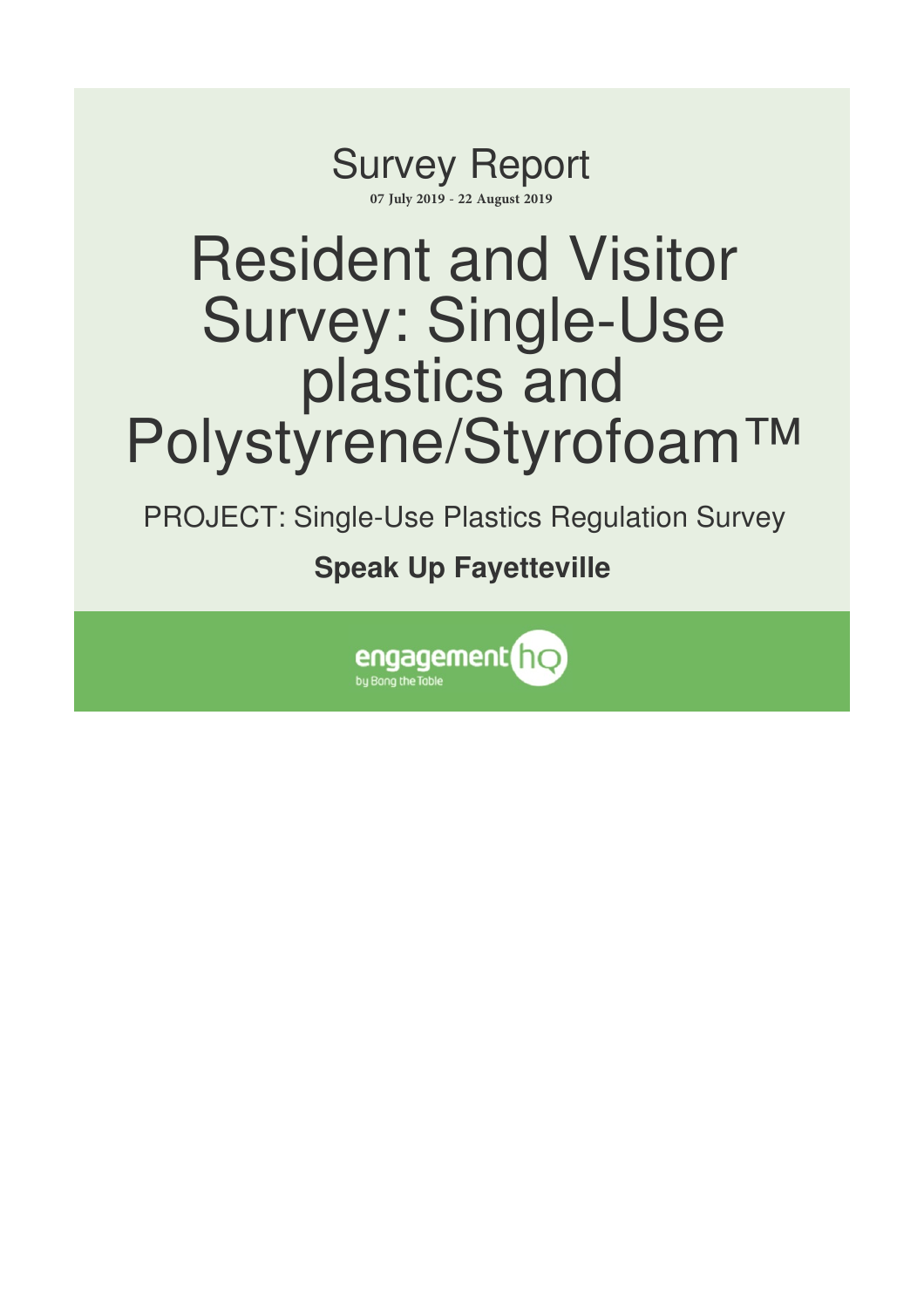Survey Report

07 July 2019 - 22 August 2019

# Resident and Visitor Survey: Single-Use plastics and Polystyrene/Styrofoam™

PROJECT: Single-Use Plastics Regulation Survey

**Speak Up Fayetteville**

engagement hq
by Bang the Table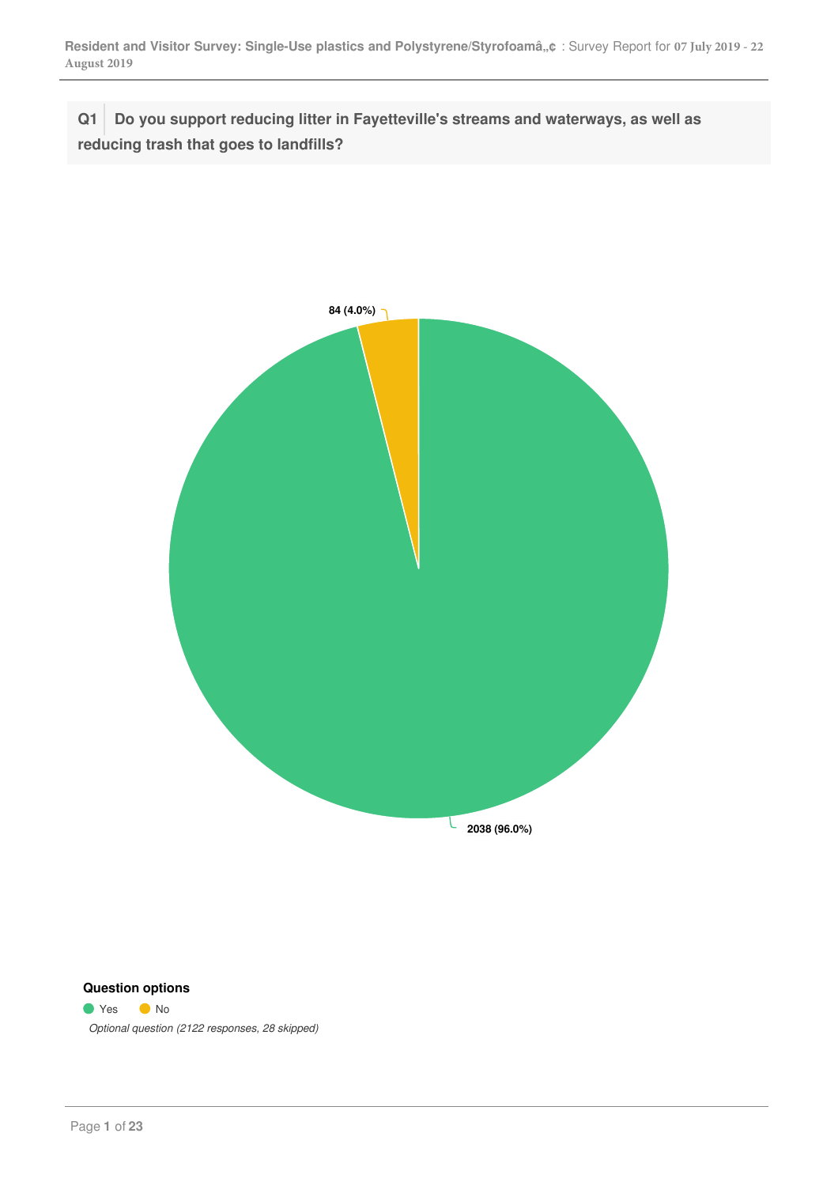**Q1 Do you support reducing litter in Fayetteville's streams and waterways, as well as reducing trash that goes to landfills?**

84 (4.0%)

2038 (96.0%)

**Question options**

- Yes
- No

*Optional question (2122 responses, 28 skipped)*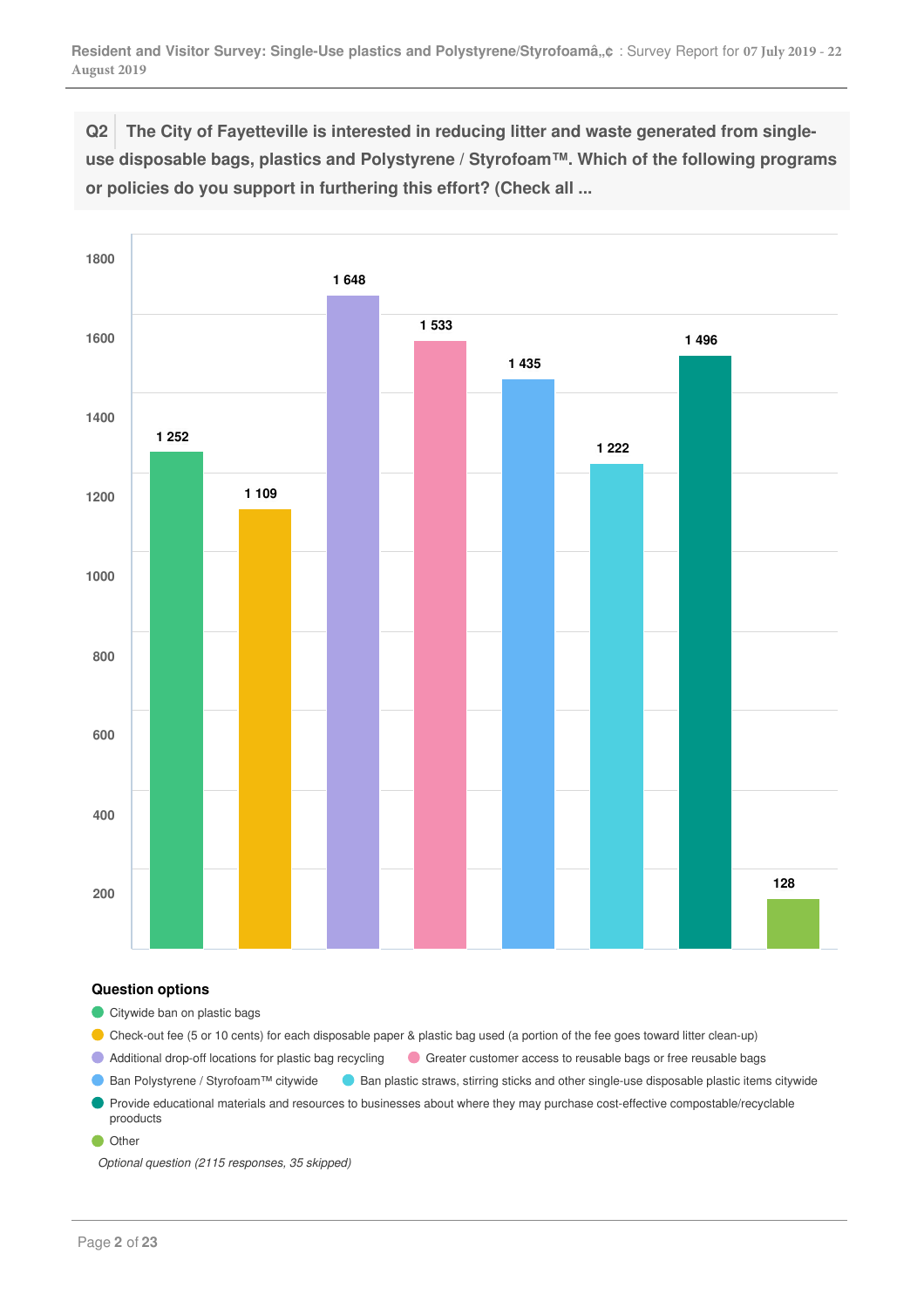**Q2** **The City of Fayetteville is interested in reducing litter and waste generated from single-use disposable bags, plastics and Polystyrene / Styrofoam™. Which of the following programs or policies do you support in furthering this effort? (Check all ...**

| Option | Count |
|---|---|
| Citywide ban on plastic bags | 1 252 |
| Check-out fee (5 or 10 cents) for each disposable paper & plastic bag used (a portion of the fee goes toward litter clean-up) | 1 109 |
| Additional drop-off locations for plastic bag recycling | 1 648 |
| Greater customer access to reusable bags or free reusable bags | 1 533 |
| Ban Polystyrene / Styrofoam™ citywide | 1 435 |
| Ban plastic straws, stirring sticks and other single-use disposable plastic items citywide | 1 222 |
| Provide educational materials and resources to businesses about where they may purchase cost-effective compostable/recyclable prooducts | 1 496 |
| Other | 128 |

**Question options**

- Citywide ban on plastic bags
- Check-out fee (5 or 10 cents) for each disposable paper & plastic bag used (a portion of the fee goes toward litter clean-up)
- Additional drop-off locations for plastic bag recycling
- Greater customer access to reusable bags or free reusable bags
- Ban Polystyrene / Styrofoam™ citywide
- Ban plastic straws, stirring sticks and other single-use disposable plastic items citywide
- Provide educational materials and resources to businesses about where they may purchase cost-effective compostable/recyclable prooducts
- Other

*Optional question (2115 responses, 35 skipped)*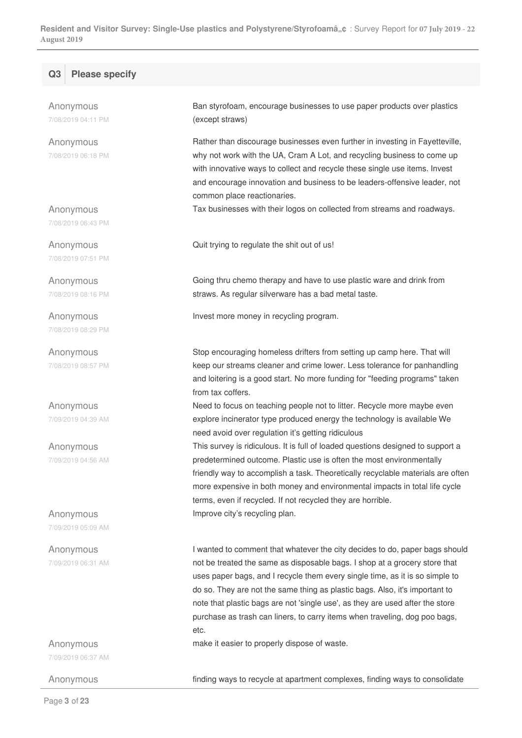## Q3 Please specify

| | |
|---|---|
| Anonymous<br>7/08/2019 04:11 PM | Ban styrofoam, encourage businesses to use paper products over plastics (except straws) |
| Anonymous<br>7/08/2019 06:18 PM | Rather than discourage businesses even further in investing in Fayetteville, why not work with the UA, Cram A Lot, and recycling business to come up with innovative ways to collect and recycle these single use items. Invest and encourage innovation and business to be leaders-offensive leader, not common place reactionaries. |
| Anonymous<br>7/08/2019 06:43 PM | Tax businesses with their logos on collected from streams and roadways. |
| Anonymous<br>7/08/2019 07:51 PM | Quit trying to regulate the shit out of us! |
| Anonymous<br>7/08/2019 08:16 PM | Going thru chemo therapy and have to use plastic ware and drink from straws. As regular silverware has a bad metal taste. |
| Anonymous<br>7/08/2019 08:29 PM | Invest more money in recycling program. |
| Anonymous<br>7/08/2019 08:57 PM | Stop encouraging homeless drifters from setting up camp here. That will keep our streams cleaner and crime lower. Less tolerance for panhandling and loitering is a good start. No more funding for "feeding programs" taken from tax coffers. |
| Anonymous<br>7/09/2019 04:39 AM | Need to focus on teaching people not to litter. Recycle more maybe even explore incinerator type produced energy the technology is available We need avoid over regulation it's getting ridiculous |
| Anonymous<br>7/09/2019 04:56 AM | This survey is ridiculous. It is full of loaded questions designed to support a predetermined outcome. Plastic use is often the most environmentally friendly way to accomplish a task. Theoretically recyclable materials are often more expensive in both money and environmental impacts in total life cycle terms, even if recycled. If not recycled they are horrible. |
| Anonymous<br>7/09/2019 05:09 AM | Improve city's recycling plan. |
| Anonymous<br>7/09/2019 06:31 AM | I wanted to comment that whatever the city decides to do, paper bags should not be treated the same as disposable bags. I shop at a grocery store that uses paper bags, and I recycle them every single time, as it is so simple to do so. They are not the same thing as plastic bags. Also, it's important to note that plastic bags are not 'single use', as they are used after the store purchase as trash can liners, to carry items when traveling, dog poo bags, etc. |
| Anonymous<br>7/09/2019 06:37 AM | make it easier to properly dispose of waste. |
| Anonymous | finding ways to recycle at apartment complexes, finding ways to consolidate |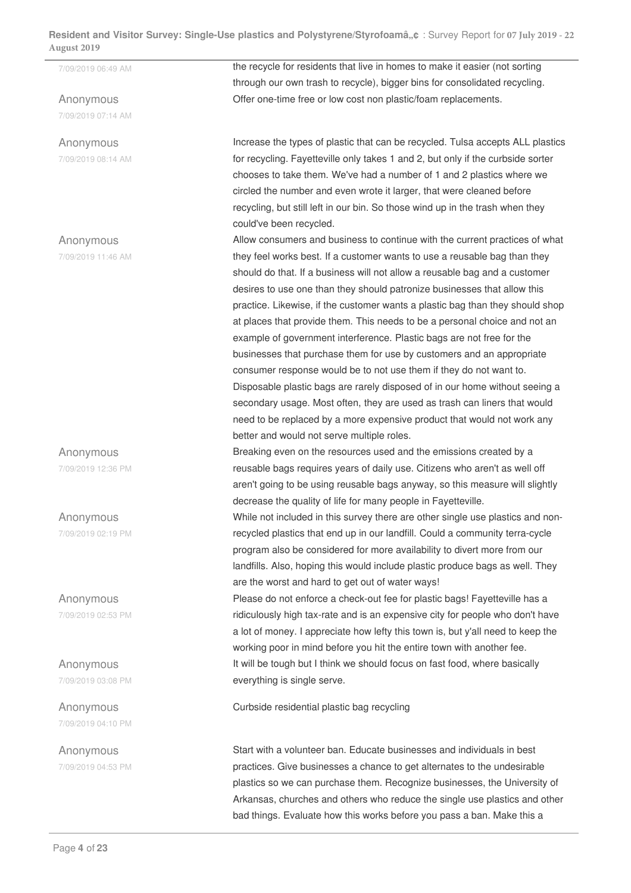| | |
|---|---|
| 7/09/2019 06:49 AM | the recycle for residents that live in homes to make it easier (not sorting through our own trash to recycle), bigger bins for consolidated recycling. |
| Anonymous<br>7/09/2019 07:14 AM | Offer one-time free or low cost non plastic/foam replacements. |
| Anonymous<br>7/09/2019 08:14 AM | Increase the types of plastic that can be recycled. Tulsa accepts ALL plastics for recycling. Fayetteville only takes 1 and 2, but only if the curbside sorter chooses to take them. We've had a number of 1 and 2 plastics where we circled the number and even wrote it larger, that were cleaned before recycling, but still left in our bin. So those wind up in the trash when they could've been recycled. |
| Anonymous<br>7/09/2019 11:46 AM | Allow consumers and business to continue with the current practices of what they feel works best. If a customer wants to use a reusable bag than they should do that. If a business will not allow a reusable bag and a customer desires to use one than they should patronize businesses that allow this practice. Likewise, if the customer wants a plastic bag than they should shop at places that provide them. This needs to be a personal choice and not an example of government interference. Plastic bags are not free for the businesses that purchase them for use by customers and an appropriate consumer response would be to not use them if they do not want to. Disposable plastic bags are rarely disposed of in our home without seeing a secondary usage. Most often, they are used as trash can liners that would need to be replaced by a more expensive product that would not work any better and would not serve multiple roles. |
| Anonymous<br>7/09/2019 12:36 PM | Breaking even on the resources used and the emissions created by a reusable bags requires years of daily use. Citizens who aren't as well off aren't going to be using reusable bags anyway, so this measure will slightly decrease the quality of life for many people in Fayetteville. |
| Anonymous<br>7/09/2019 02:19 PM | While not included in this survey there are other single use plastics and non-recycled plastics that end up in our landfill. Could a community terra-cycle program also be considered for more availability to divert more from our landfills. Also, hoping this would include plastic produce bags as well. They are the worst and hard to get out of water ways! |
| Anonymous<br>7/09/2019 02:53 PM | Please do not enforce a check-out fee for plastic bags! Fayetteville has a ridiculously high tax-rate and is an expensive city for people who don't have a lot of money. I appreciate how lefty this town is, but y'all need to keep the working poor in mind before you hit the entire town with another fee. |
| Anonymous<br>7/09/2019 03:08 PM | It will be tough but I think we should focus on fast food, where basically everything is single serve. |
| Anonymous<br>7/09/2019 04:10 PM | Curbside residential plastic bag recycling |
| Anonymous<br>7/09/2019 04:53 PM | Start with a volunteer ban. Educate businesses and individuals in best practices. Give businesses a chance to get alternates to the undesirable plastics so we can purchase them. Recognize businesses, the University of Arkansas, churches and others who reduce the single use plastics and other bad things. Evaluate how this works before you pass a ban. Make this a |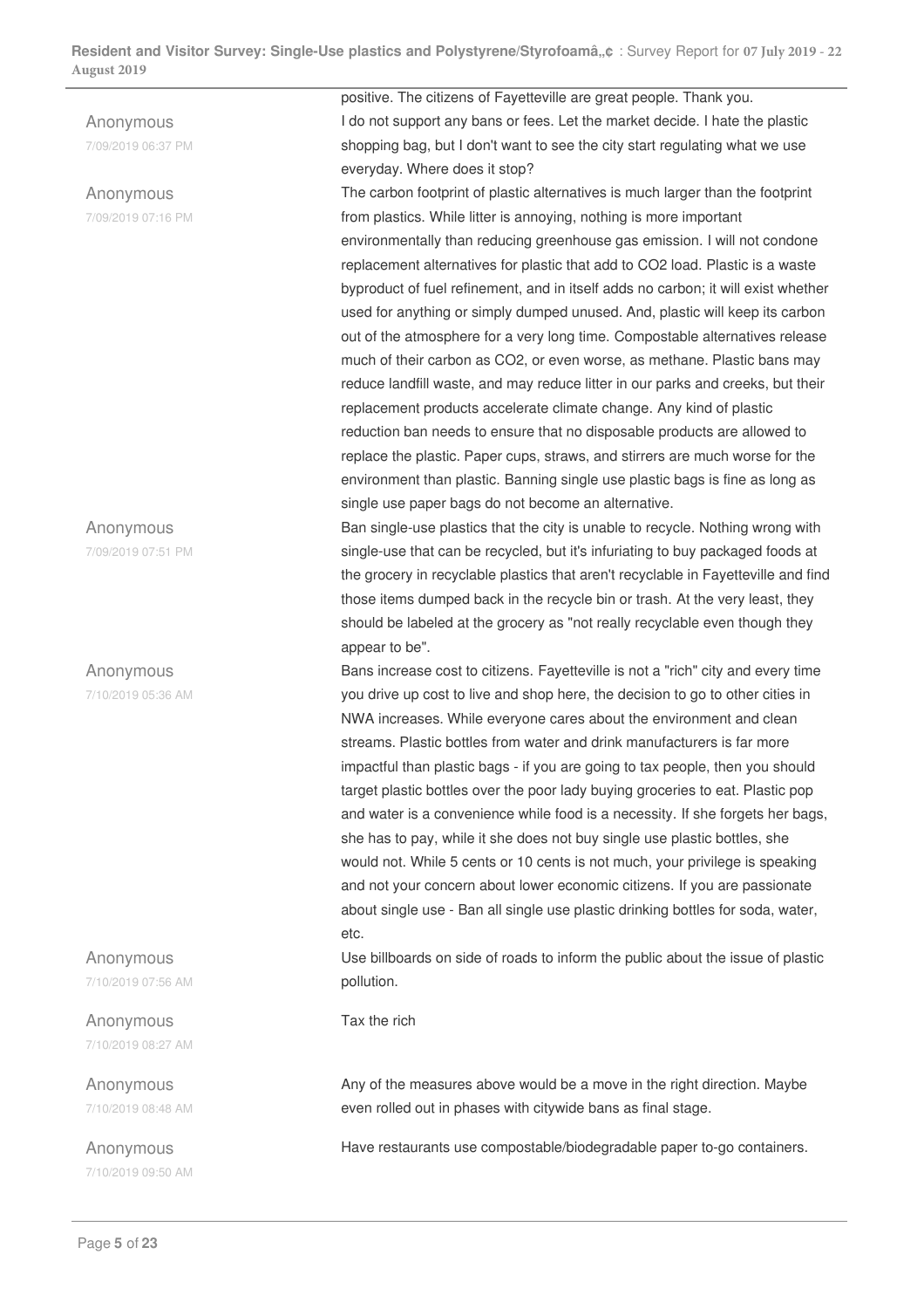positive. The citizens of Fayetteville are great people. Thank you.

| Respondent | Response |
|---|---|
| Anonymous<br>7/09/2019 06:37 PM | I do not support any bans or fees. Let the market decide. I hate the plastic shopping bag, but I don't want to see the city start regulating what we use everyday. Where does it stop? |
| Anonymous<br>7/09/2019 07:16 PM | The carbon footprint of plastic alternatives is much larger than the footprint from plastics. While litter is annoying, nothing is more important environmentally than reducing greenhouse gas emission. I will not condone replacement alternatives for plastic that add to $CO_2$ load. Plastic is a waste byproduct of fuel refinement, and in itself adds no carbon; it will exist whether used for anything or simply dumped unused. And, plastic will keep its carbon out of the atmosphere for a very long time. Compostable alternatives release much of their carbon as $CO_2$, or even worse, as methane. Plastic bans may reduce landfill waste, and may reduce litter in our parks and creeks, but their replacement products accelerate climate change. Any kind of plastic reduction ban needs to ensure that no disposable products are allowed to replace the plastic. Paper cups, straws, and stirrers are much worse for the environment than plastic. Banning single use plastic bags is fine as long as single use paper bags do not become an alternative. |
| Anonymous<br>7/09/2019 07:51 PM | Ban single-use plastics that the city is unable to recycle. Nothing wrong with single-use that can be recycled, but it's infuriating to buy packaged foods at the grocery in recyclable plastics that aren't recyclable in Fayetteville and find those items dumped back in the recycle bin or trash. At the very least, they should be labeled at the grocery as "not really recyclable even though they appear to be". |
| Anonymous<br>7/10/2019 05:36 AM | Bans increase cost to citizens. Fayetteville is not a "rich" city and every time you drive up cost to live and shop here, the decision to go to other cities in NWA increases. While everyone cares about the environment and clean streams. Plastic bottles from water and drink manufacturers is far more impactful than plastic bags - if you are going to tax people, then you should target plastic bottles over the poor lady buying groceries to eat. Plastic pop and water is a convenience while food is a necessity. If she forgets her bags, she has to pay, while it she does not buy single use plastic bottles, she would not. While 5 cents or 10 cents is not much, your privilege is speaking and not your concern about lower economic citizens. If you are passionate about single use - Ban all single use plastic drinking bottles for soda, water, etc. |
| Anonymous<br>7/10/2019 07:56 AM | Use billboards on side of roads to inform the public about the issue of plastic pollution. |
| Anonymous<br>7/10/2019 08:27 AM | Tax the rich |
| Anonymous<br>7/10/2019 08:48 AM | Any of the measures above would be a move in the right direction. Maybe even rolled out in phases with citywide bans as final stage. |
| Anonymous<br>7/10/2019 09:50 AM | Have restaurants use compostable/biodegradable paper to-go containers. |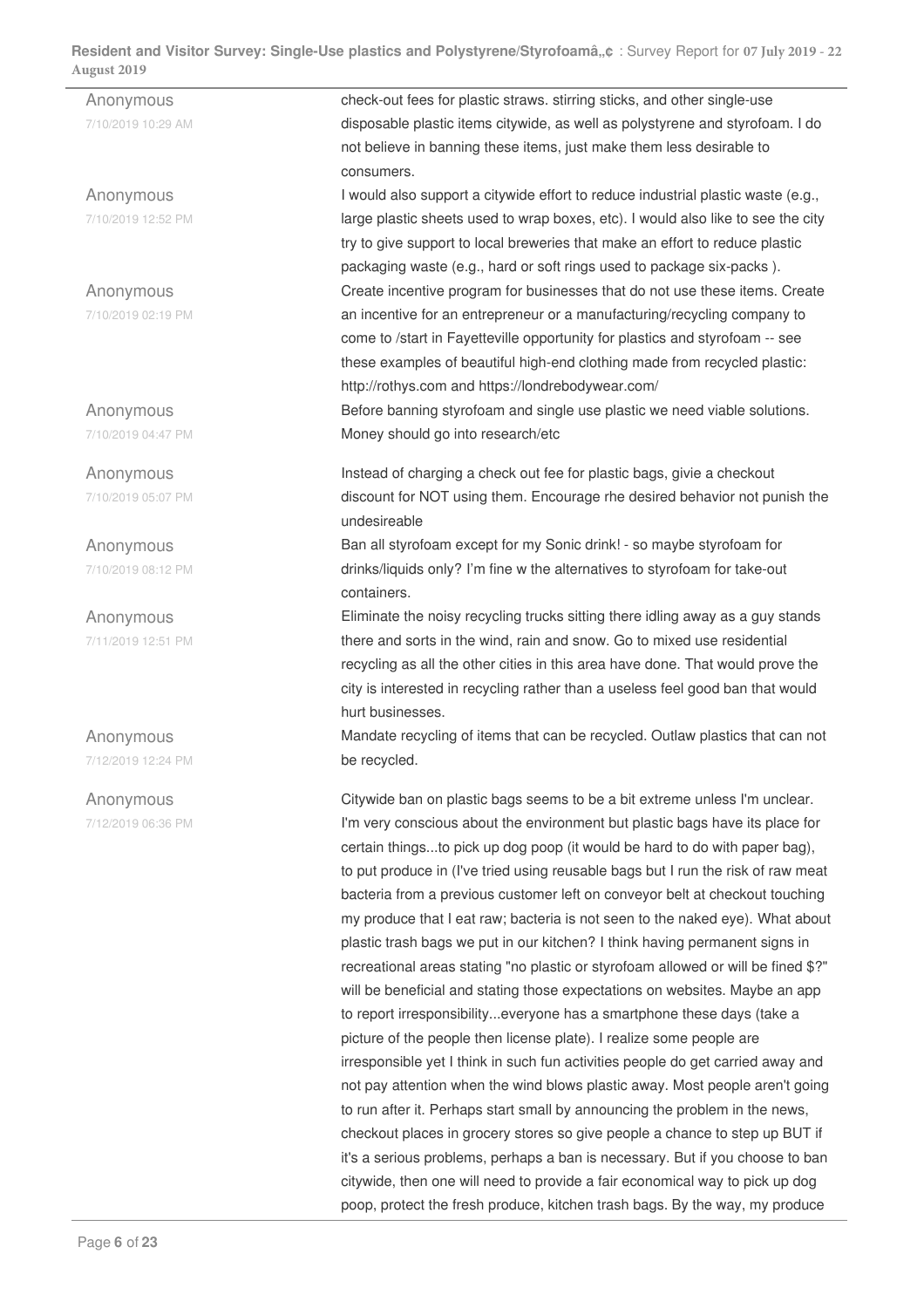| | |
|---|---|
| Anonymous<br>7/10/2019 10:29 AM | check-out fees for plastic straws. stirring sticks, and other single-use disposable plastic items citywide, as well as polystyrene and styrofoam. I do not believe in banning these items, just make them less desirable to consumers. |
| Anonymous<br>7/10/2019 12:52 PM | I would also support a citywide effort to reduce industrial plastic waste (e.g., large plastic sheets used to wrap boxes, etc). I would also like to see the city try to give support to local breweries that make an effort to reduce plastic packaging waste (e.g., hard or soft rings used to package six-packs ). |
| Anonymous<br>7/10/2019 02:19 PM | Create incentive program for businesses that do not use these items. Create an incentive for an entrepreneur or a manufacturing/recycling company to come to /start in Fayetteville opportunity for plastics and styrofoam -- see these examples of beautiful high-end clothing made from recycled plastic: http://rothys.com and https://londrebodywear.com/ |
| Anonymous<br>7/10/2019 04:47 PM | Before banning styrofoam and single use plastic we need viable solutions. Money should go into research/etc |
| Anonymous<br>7/10/2019 05:07 PM | Instead of charging a check out fee for plastic bags, givie a checkout discount for NOT using them. Encourage rhe desired behavior not punish the undesireable |
| Anonymous<br>7/10/2019 08:12 PM | Ban all styrofoam except for my Sonic drink! - so maybe styrofoam for drinks/liquids only? I'm fine w the alternatives to styrofoam for take-out containers. |
| Anonymous<br>7/11/2019 12:51 PM | Eliminate the noisy recycling trucks sitting there idling away as a guy stands there and sorts in the wind, rain and snow. Go to mixed use residential recycling as all the other cities in this area have done. That would prove the city is interested in recycling rather than a useless feel good ban that would hurt businesses. |
| Anonymous<br>7/12/2019 12:24 PM | Mandate recycling of items that can be recycled. Outlaw plastics that can not be recycled. |
| Anonymous<br>7/12/2019 06:36 PM | Citywide ban on plastic bags seems to be a bit extreme unless I'm unclear. I'm very conscious about the environment but plastic bags have its place for certain things...to pick up dog poop (it would be hard to do with paper bag), to put produce in (I've tried using reusable bags but I run the risk of raw meat bacteria from a previous customer left on conveyor belt at checkout touching my produce that I eat raw; bacteria is not seen to the naked eye). What about plastic trash bags we put in our kitchen? I think having permanent signs in recreational areas stating "no plastic or styrofoam allowed or will be fined $?" will be beneficial and stating those expectations on websites. Maybe an app to report irresponsibility...everyone has a smartphone these days (take a picture of the people then license plate). I realize some people are irresponsible yet I think in such fun activities people do get carried away and not pay attention when the wind blows plastic away. Most people aren't going to run after it. Perhaps start small by announcing the problem in the news, checkout places in grocery stores so give people a chance to step up BUT if it's a serious problems, perhaps a ban is necessary. But if you choose to ban citywide, then one will need to provide a fair economical way to pick up dog poop, protect the fresh produce, kitchen trash bags. By the way, my produce |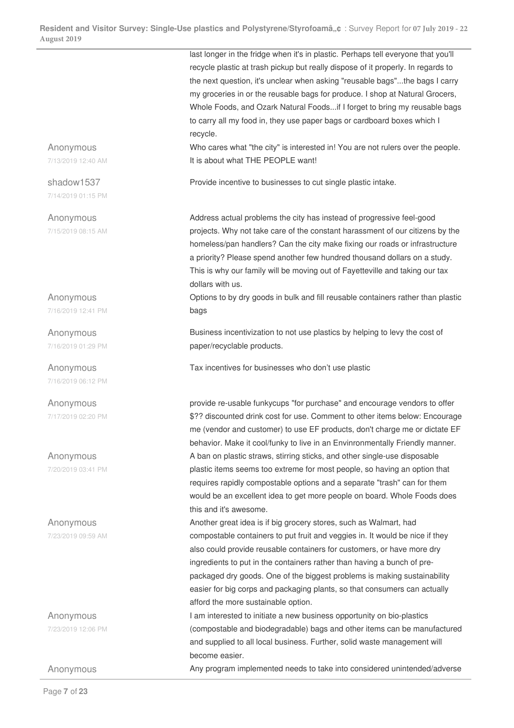| | |
|---|---|
| | last longer in the fridge when it's in plastic. Perhaps tell everyone that you'll recycle plastic at trash pickup but really dispose of it properly. In regards to the next question, it's unclear when asking "reusable bags"...the bags I carry my groceries in or the reusable bags for produce. I shop at Natural Grocers, Whole Foods, and Ozark Natural Foods...if I forget to bring my reusable bags to carry all my food in, they use paper bags or cardboard boxes which I recycle. |
| Anonymous<br>7/13/2019 12:40 AM | Who cares what "the city" is interested in! You are not rulers over the people. It is about what THE PEOPLE want! |
| shadow1537<br>7/14/2019 01:15 PM | Provide incentive to businesses to cut single plastic intake. |
| Anonymous<br>7/15/2019 08:15 AM | Address actual problems the city has instead of progressive feel-good projects. Why not take care of the constant harassment of our citizens by the homeless/pan handlers? Can the city make fixing our roads or infrastructure a priority? Please spend another few hundred thousand dollars on a study. This is why our family will be moving out of Fayetteville and taking our tax dollars with us. |
| Anonymous<br>7/16/2019 12:41 PM | Options to by dry goods in bulk and fill reusable containers rather than plastic bags |
| Anonymous<br>7/16/2019 01:29 PM | Business incentivization to not use plastics by helping to levy the cost of paper/recyclable products. |
| Anonymous<br>7/16/2019 06:12 PM | Tax incentives for businesses who don't use plastic |
| Anonymous<br>7/17/2019 02:20 PM | provide re-usable funkycups "for purchase" and encourage vendors to offer $?? discounted drink cost for use. Comment to other items below: Encourage me (vendor and customer) to use EF products, don't charge me or dictate EF behavior. Make it cool/funky to live in an Envinronmentally Friendly manner. |
| Anonymous<br>7/20/2019 03:41 PM | A ban on plastic straws, stirring sticks, and other single-use disposable plastic items seems too extreme for most people, so having an option that requires rapidly compostable options and a separate "trash" can for them would be an excellent idea to get more people on board. Whole Foods does this and it's awesome. |
| Anonymous<br>7/23/2019 09:59 AM | Another great idea is if big grocery stores, such as Walmart, had compostable containers to put fruit and veggies in. It would be nice if they also could provide reusable containers for customers, or have more dry ingredients to put in the containers rather than having a bunch of pre-packaged dry goods. One of the biggest problems is making sustainability easier for big corps and packaging plants, so that consumers can actually afford the more sustainable option. |
| Anonymous<br>7/23/2019 12:06 PM | I am interested to initiate a new business opportunity on bio-plastics (compostable and biodegradable) bags and other items can be manufactured and supplied to all local business. Further, solid waste management will become easier. |
| Anonymous | Any program implemented needs to take into considered unintended/adverse |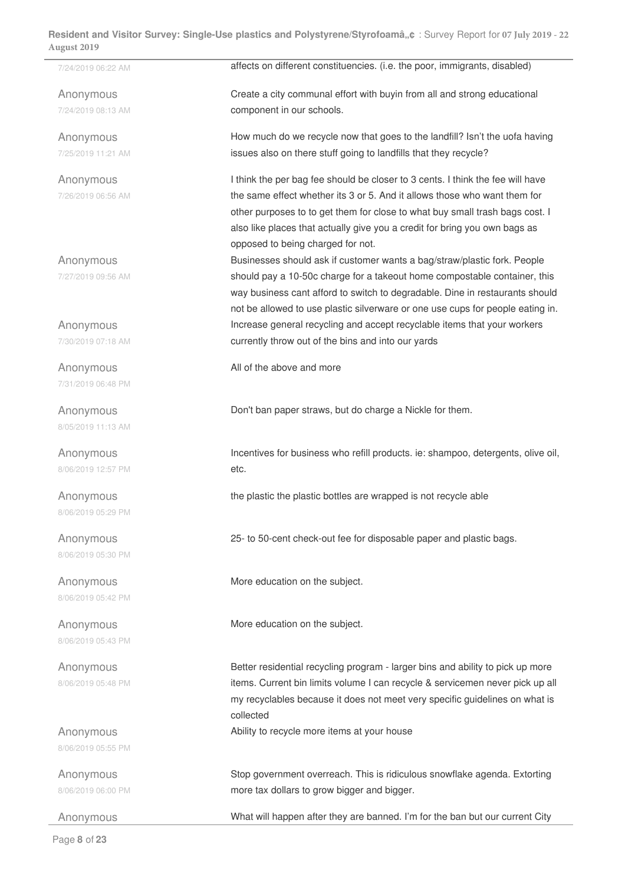| | |
|---|---|
| 7/24/2019 06:22 AM | affects on different constituencies. (i.e. the poor, immigrants, disabled) |
| Anonymous<br>7/24/2019 08:13 AM | Create a city communal effort with buyin from all and strong educational component in our schools. |
| Anonymous<br>7/25/2019 11:21 AM | How much do we recycle now that goes to the landfill? Isn't the uofa having issues also on there stuff going to landfills that they recycle? |
| Anonymous<br>7/26/2019 06:56 AM | I think the per bag fee should be closer to 3 cents. I think the fee will have the same effect whether its 3 or 5. And it allows those who want them for other purposes to to get them for close to what buy small trash bags cost. I also like places that actually give you a credit for bring you own bags as opposed to being charged for not. |
| Anonymous<br>7/27/2019 09:56 AM | Businesses should ask if customer wants a bag/straw/plastic fork. People should pay a 10-50c charge for a takeout home compostable container, this way business cant afford to switch to degradable. Dine in restaurants should not be allowed to use plastic silverware or one use cups for people eating in. |
| Anonymous<br>7/30/2019 07:18 AM | Increase general recycling and accept recyclable items that your workers currently throw out of the bins and into our yards |
| Anonymous<br>7/31/2019 06:48 PM | All of the above and more |
| Anonymous<br>8/05/2019 11:13 AM | Don't ban paper straws, but do charge a Nickle for them. |
| Anonymous<br>8/06/2019 12:57 PM | Incentives for business who refill products. ie: shampoo, detergents, olive oil, etc. |
| Anonymous<br>8/06/2019 05:29 PM | the plastic the plastic bottles are wrapped is not recycle able |
| Anonymous<br>8/06/2019 05:30 PM | 25- to 50-cent check-out fee for disposable paper and plastic bags. |
| Anonymous<br>8/06/2019 05:42 PM | More education on the subject. |
| Anonymous<br>8/06/2019 05:43 PM | More education on the subject. |
| Anonymous<br>8/06/2019 05:48 PM | Better residential recycling program - larger bins and ability to pick up more items. Current bin limits volume I can recycle & servicemen never pick up all my recyclables because it does not meet very specific guidelines on what is collected |
| Anonymous<br>8/06/2019 05:55 PM | Ability to recycle more items at your house |
| Anonymous<br>8/06/2019 06:00 PM | Stop government overreach. This is ridiculous snowflake agenda. Extorting more tax dollars to grow bigger and bigger. |
| Anonymous | What will happen after they are banned. I'm for the ban but our current City |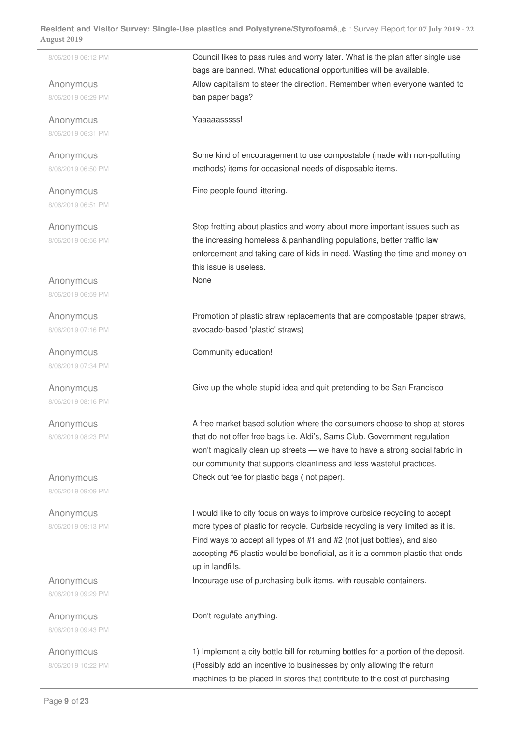8/06/2019 06:12 PM | Council likes to pass rules and worry later. What is the plan after single use bags are banned. What educational opportunities will be available.

| | |
|---|---|
| Anonymous<br>8/06/2019 06:29 PM | Allow capitalism to steer the direction. Remember when everyone wanted to ban paper bags? |
| Anonymous<br>8/06/2019 06:31 PM | Yaaaaasssss! |
| Anonymous<br>8/06/2019 06:50 PM | Some kind of encouragement to use compostable (made with non-polluting methods) items for occasional needs of disposable items. |
| Anonymous<br>8/06/2019 06:51 PM | Fine people found littering. |
| Anonymous<br>8/06/2019 06:56 PM | Stop fretting about plastics and worry about more important issues such as the increasing homeless & panhandling populations, better traffic law enforcement and taking care of kids in need. Wasting the time and money on this issue is useless. |
| Anonymous<br>8/06/2019 06:59 PM | None |
| Anonymous<br>8/06/2019 07:16 PM | Promotion of plastic straw replacements that are compostable (paper straws, avocado-based 'plastic' straws) |
| Anonymous<br>8/06/2019 07:34 PM | Community education! |
| Anonymous<br>8/06/2019 08:16 PM | Give up the whole stupid idea and quit pretending to be San Francisco |
| Anonymous<br>8/06/2019 08:23 PM | A free market based solution where the consumers choose to shop at stores that do not offer free bags i.e. Aldi's, Sams Club. Government regulation won't magically clean up streets — we have to have a strong social fabric in our community that supports cleanliness and less wasteful practices. |
| Anonymous<br>8/06/2019 09:09 PM | Check out fee for plastic bags ( not paper). |
| Anonymous<br>8/06/2019 09:13 PM | I would like to city focus on ways to improve curbside recycling to accept more types of plastic for recycle. Curbside recycling is very limited as it is. Find ways to accept all types of #1 and #2 (not just bottles), and also accepting #5 plastic would be beneficial, as it is a common plastic that ends up in landfills. |
| Anonymous<br>8/06/2019 09:29 PM | Incourage use of purchasing bulk items, with reusable containers. |
| Anonymous<br>8/06/2019 09:43 PM | Don't regulate anything. |
| Anonymous<br>8/06/2019 10:22 PM | 1) Implement a city bottle bill for returning bottles for a portion of the deposit. (Possibly add an incentive to businesses by only allowing the return machines to be placed in stores that contribute to the cost of purchasing |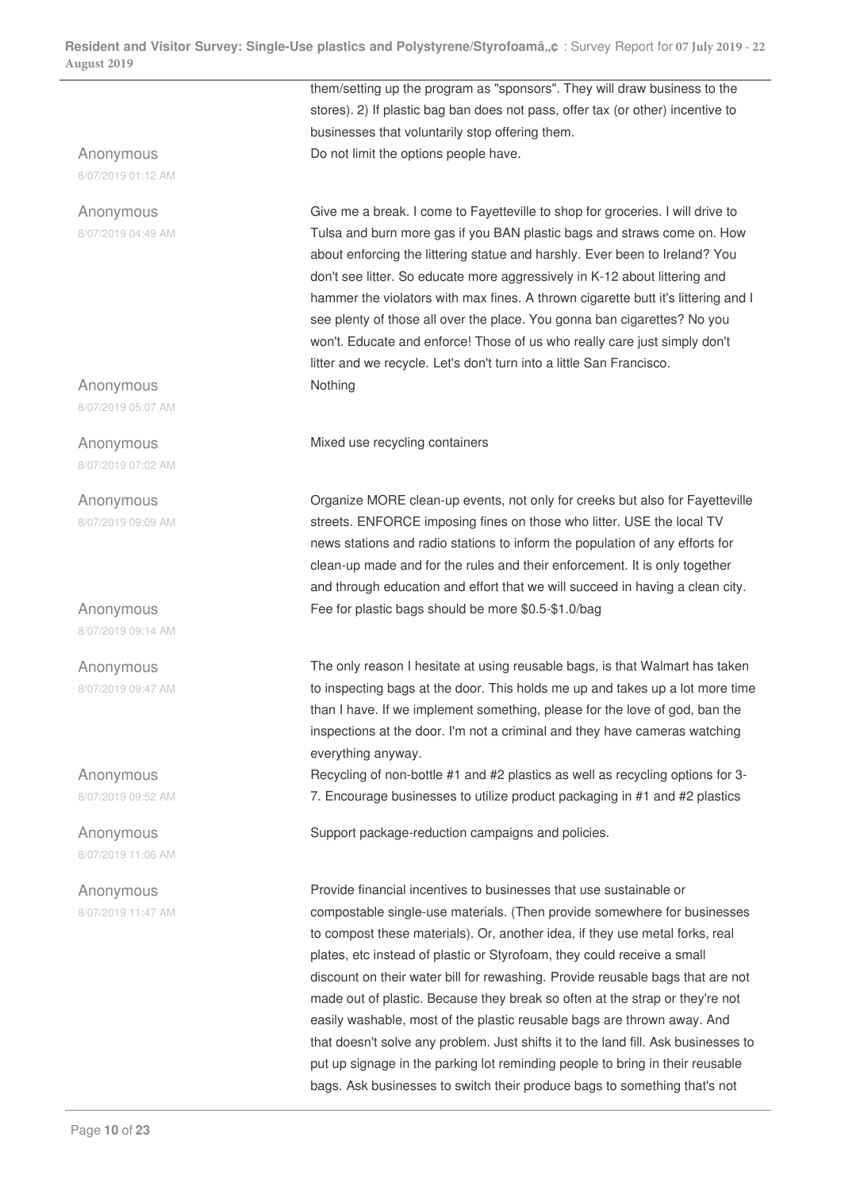them/setting up the program as "sponsors". They will draw business to the stores). 2) If plastic bag ban does not pass, offer tax (or other) incentive to businesses that voluntarily stop offering them.

**Anonymous**
8/07/2019 01:12 AM

Do not limit the options people have.

**Anonymous**
8/07/2019 04:49 AM

Give me a break. I come to Fayetteville to shop for groceries. I will drive to Tulsa and burn more gas if you BAN plastic bags and straws come on. How about enforcing the littering statue and harshly. Ever been to Ireland? You don't see litter. So educate more aggressively in K-12 about littering and hammer the violators with max fines. A thrown cigarette butt it's littering and I see plenty of those all over the place. You gonna ban cigarettes? No you won't. Educate and enforce! Those of us who really care just simply don't litter and we recycle. Let's don't turn into a little San Francisco.

**Anonymous**
8/07/2019 05:07 AM

Nothing

**Anonymous**
8/07/2019 07:02 AM

Mixed use recycling containers

**Anonymous**
8/07/2019 09:09 AM

Organize MORE clean-up events, not only for creeks but also for Fayetteville streets. ENFORCE imposing fines on those who litter. USE the local TV news stations and radio stations to inform the population of any efforts for clean-up made and for the rules and their enforcement. It is only together and through education and effort that we will succeed in having a clean city.

**Anonymous**
8/07/2019 09:14 AM

Fee for plastic bags should be more $0.5-$1.0/bag

**Anonymous**
8/07/2019 09:47 AM

The only reason I hesitate at using reusable bags, is that Walmart has taken to inspecting bags at the door. This holds me up and takes up a lot more time than I have. If we implement something, please for the love of god, ban the inspections at the door. I'm not a criminal and they have cameras watching everything anyway.

**Anonymous**
8/07/2019 09:52 AM

Recycling of non-bottle #1 and #2 plastics as well as recycling options for 3-7. Encourage businesses to utilize product packaging in #1 and #2 plastics

**Anonymous**
8/07/2019 11:06 AM

Support package-reduction campaigns and policies.

**Anonymous**
8/07/2019 11:47 AM

Provide financial incentives to businesses that use sustainable or compostable single-use materials. (Then provide somewhere for businesses to compost these materials). Or, another idea, if they use metal forks, real plates, etc instead of plastic or Styrofoam, they could receive a small discount on their water bill for rewashing. Provide reusable bags that are not made out of plastic. Because they break so often at the strap or they're not easily washable, most of the plastic reusable bags are thrown away. And that doesn't solve any problem. Just shifts it to the land fill. Ask businesses to put up signage in the parking lot reminding people to bring in their reusable bags. Ask businesses to switch their produce bags to something that's not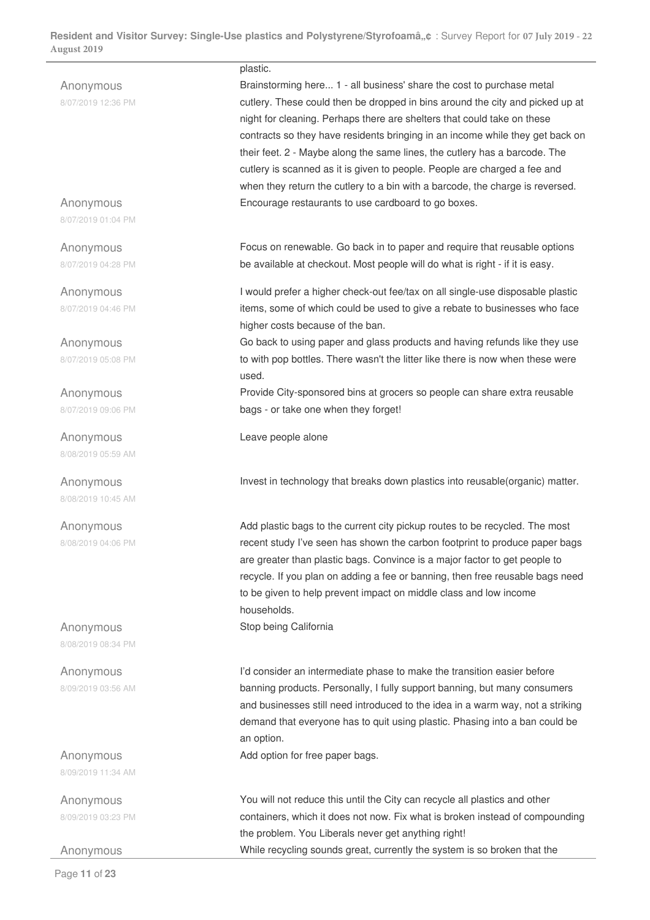plastic.

| | |
|---|---|
| Anonymous 8/07/2019 12:36 PM | Brainstorming here... 1 - all business' share the cost to purchase metal cutlery. These could then be dropped in bins around the city and picked up at night for cleaning. Perhaps there are shelters that could take on these contracts so they have residents bringing in an income while they get back on their feet. 2 - Maybe along the same lines, the cutlery has a barcode. The cutlery is scanned as it is given to people. People are charged a fee and when they return the cutlery to a bin with a barcode, the charge is reversed. |
| Anonymous 8/07/2019 01:04 PM | Encourage restaurants to use cardboard to go boxes. |
| Anonymous 8/07/2019 04:28 PM | Focus on renewable. Go back in to paper and require that reusable options be available at checkout. Most people will do what is right - if it is easy. |
| Anonymous 8/07/2019 04:46 PM | I would prefer a higher check-out fee/tax on all single-use disposable plastic items, some of which could be used to give a rebate to businesses who face higher costs because of the ban. |
| Anonymous 8/07/2019 05:08 PM | Go back to using paper and glass products and having refunds like they use to with pop bottles. There wasn't the litter like there is now when these were used. |
| Anonymous 8/07/2019 09:06 PM | Provide City-sponsored bins at grocers so people can share extra reusable bags - or take one when they forget! |
| Anonymous 8/08/2019 05:59 AM | Leave people alone |
| Anonymous 8/08/2019 10:45 AM | Invest in technology that breaks down plastics into reusable(organic) matter. |
| Anonymous 8/08/2019 04:06 PM | Add plastic bags to the current city pickup routes to be recycled. The most recent study I've seen has shown the carbon footprint to produce paper bags are greater than plastic bags. Convince is a major factor to get people to recycle. If you plan on adding a fee or banning, then free reusable bags need to be given to help prevent impact on middle class and low income households. |
| Anonymous 8/08/2019 08:34 PM | Stop being California |
| Anonymous 8/09/2019 03:56 AM | I'd consider an intermediate phase to make the transition easier before banning products. Personally, I fully support banning, but many consumers and businesses still need introduced to the idea in a warm way, not a striking demand that everyone has to quit using plastic. Phasing into a ban could be an option. |
| Anonymous 8/09/2019 11:34 AM | Add option for free paper bags. |
| Anonymous 8/09/2019 03:23 PM | You will not reduce this until the City can recycle all plastics and other containers, which it does not now. Fix what is broken instead of compounding the problem. You Liberals never get anything right! |
| Anonymous | While recycling sounds great, currently the system is so broken that the |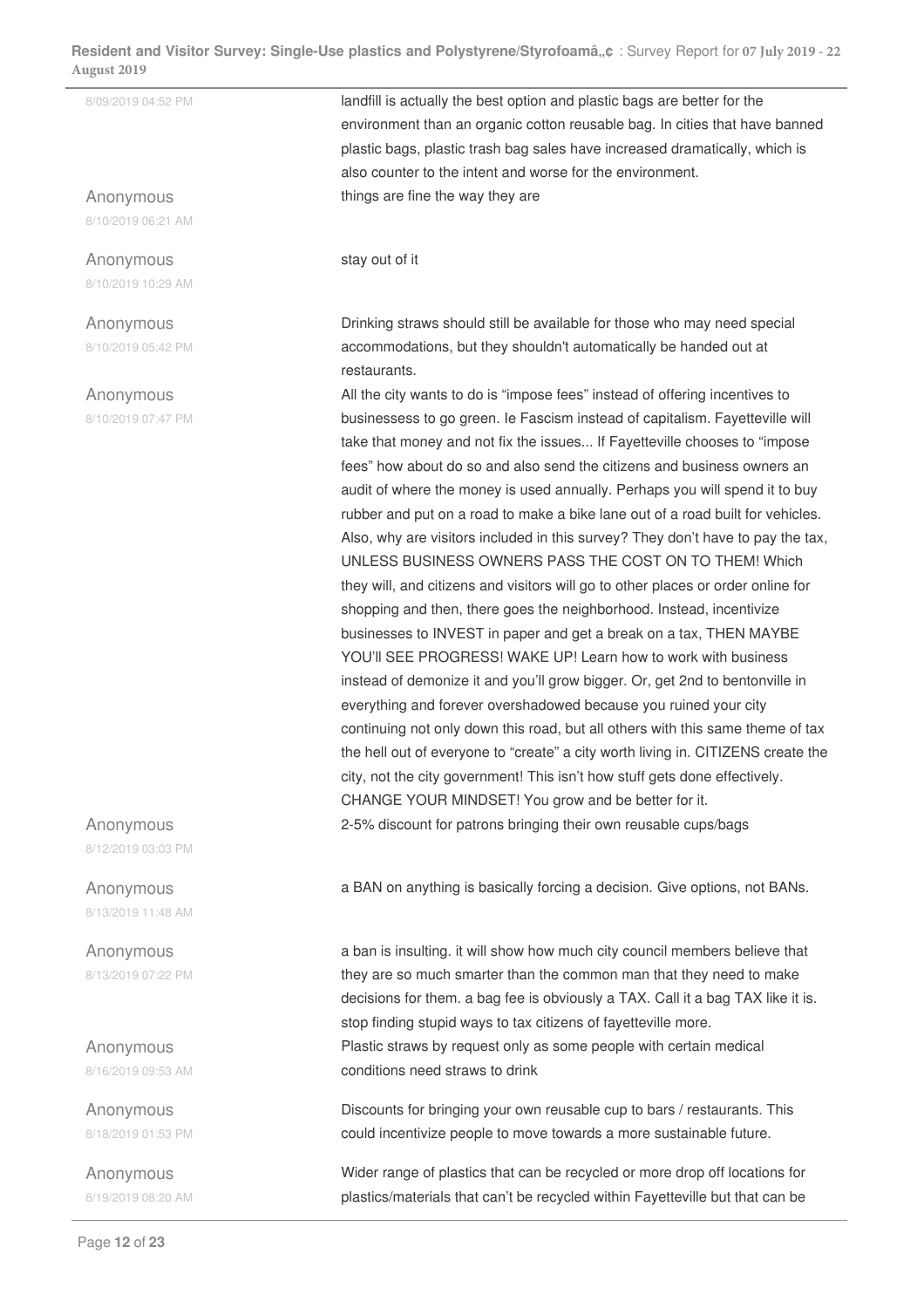| | |
|---|---|
| 8/09/2019 04:52 PM | landfill is actually the best option and plastic bags are better for the environment than an organic cotton reusable bag. In cities that have banned plastic bags, plastic trash bag sales have increased dramatically, which is also counter to the intent and worse for the environment. |
| Anonymous<br>8/10/2019 06:21 AM | things are fine the way they are |
| Anonymous<br>8/10/2019 10:29 AM | stay out of it |
| Anonymous<br>8/10/2019 05:42 PM | Drinking straws should still be available for those who may need special accommodations, but they shouldn't automatically be handed out at restaurants. |
| Anonymous<br>8/10/2019 07:47 PM | All the city wants to do is "impose fees" instead of offering incentives to businessess to go green. Ie Fascism instead of capitalism. Fayetteville will take that money and not fix the issues... If Fayetteville chooses to "impose fees" how about do so and also send the citizens and business owners an audit of where the money is used annually. Perhaps you will spend it to buy rubber and put on a road to make a bike lane out of a road built for vehicles. Also, why are visitors included in this survey? They don't have to pay the tax, UNLESS BUSINESS OWNERS PASS THE COST ON TO THEM! Which they will, and citizens and visitors will go to other places or order online for shopping and then, there goes the neighborhood. Instead, incentivize businesses to INVEST in paper and get a break on a tax, THEN MAYBE YOU'll SEE PROGRESS! WAKE UP! Learn how to work with business instead of demonize it and you'll grow bigger. Or, get 2nd to bentonville in everything and forever overshadowed because you ruined your city continuing not only down this road, but all others with this same theme of tax the hell out of everyone to "create" a city worth living in. CITIZENS create the city, not the city government! This isn't how stuff gets done effectively. CHANGE YOUR MINDSET! You grow and be better for it. |
| Anonymous<br>8/12/2019 03:03 PM | 2-5% discount for patrons bringing their own reusable cups/bags |
| Anonymous<br>8/13/2019 11:48 AM | a BAN on anything is basically forcing a decision. Give options, not BANs. |
| Anonymous<br>8/13/2019 07:22 PM | a ban is insulting. it will show how much city council members believe that they are so much smarter than the common man that they need to make decisions for them. a bag fee is obviously a TAX. Call it a bag TAX like it is. stop finding stupid ways to tax citizens of fayetteville more. |
| Anonymous<br>8/16/2019 09:53 AM | Plastic straws by request only as some people with certain medical conditions need straws to drink |
| Anonymous<br>8/18/2019 01:53 PM | Discounts for bringing your own reusable cup to bars / restaurants. This could incentivize people to move towards a more sustainable future. |
| Anonymous<br>8/19/2019 08:20 AM | Wider range of plastics that can be recycled or more drop off locations for plastics/materials that can't be recycled within Fayetteville but that can be |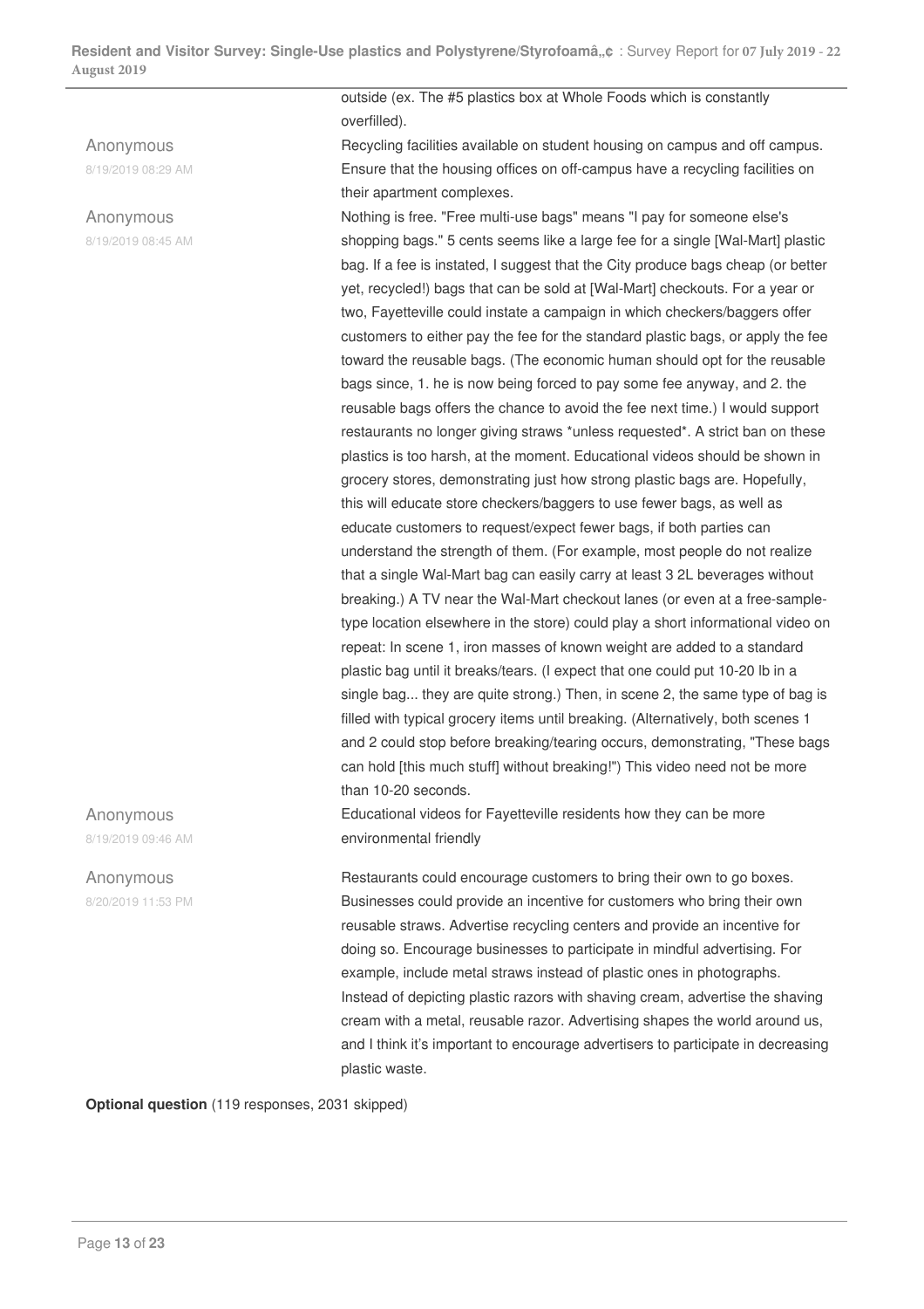| | |
|---|---|
| | outside (ex. The #5 plastics box at Whole Foods which is constantly overfilled). |
| Anonymous<br>8/19/2019 08:29 AM | Recycling facilities available on student housing on campus and off campus. Ensure that the housing offices on off-campus have a recycling facilities on their apartment complexes. |
| Anonymous<br>8/19/2019 08:45 AM | Nothing is free. "Free multi-use bags" means "I pay for someone else's shopping bags." 5 cents seems like a large fee for a single [Wal-Mart] plastic bag. If a fee is instated, I suggest that the City produce bags cheap (or better yet, recycled!) bags that can be sold at [Wal-Mart] checkouts. For a year or two, Fayetteville could instate a campaign in which checkers/baggers offer customers to either pay the fee for the standard plastic bags, or apply the fee toward the reusable bags. (The economic human should opt for the reusable bags since, 1. he is now being forced to pay some fee anyway, and 2. the reusable bags offers the chance to avoid the fee next time.) I would support restaurants no longer giving straws *unless requested*. A strict ban on these plastics is too harsh, at the moment. Educational videos should be shown in grocery stores, demonstrating just how strong plastic bags are. Hopefully, this will educate store checkers/baggers to use fewer bags, as well as educate customers to request/expect fewer bags, if both parties can understand the strength of them. (For example, most people do not realize that a single Wal-Mart bag can easily carry at least 3 2L beverages without breaking.) A TV near the Wal-Mart checkout lanes (or even at a free-sample-type location elsewhere in the store) could play a short informational video on repeat: In scene 1, iron masses of known weight are added to a standard plastic bag until it breaks/tears. (I expect that one could put 10-20 lb in a single bag... they are quite strong.) Then, in scene 2, the same type of bag is filled with typical grocery items until breaking. (Alternatively, both scenes 1 and 2 could stop before breaking/tearing occurs, demonstrating, "These bags can hold [this much stuff] without breaking!") This video need not be more than 10-20 seconds. |
| Anonymous<br>8/19/2019 09:46 AM | Educational videos for Fayetteville residents how they can be more environmental friendly |
| Anonymous<br>8/20/2019 11:53 PM | Restaurants could encourage customers to bring their own to go boxes. Businesses could provide an incentive for customers who bring their own reusable straws. Advertise recycling centers and provide an incentive for doing so. Encourage businesses to participate in mindful advertising. For example, include metal straws instead of plastic ones in photographs. Instead of depicting plastic razors with shaving cream, advertise the shaving cream with a metal, reusable razor. Advertising shapes the world around us, and I think it's important to encourage advertisers to participate in decreasing plastic waste. |

**Optional question** (119 responses, 2031 skipped)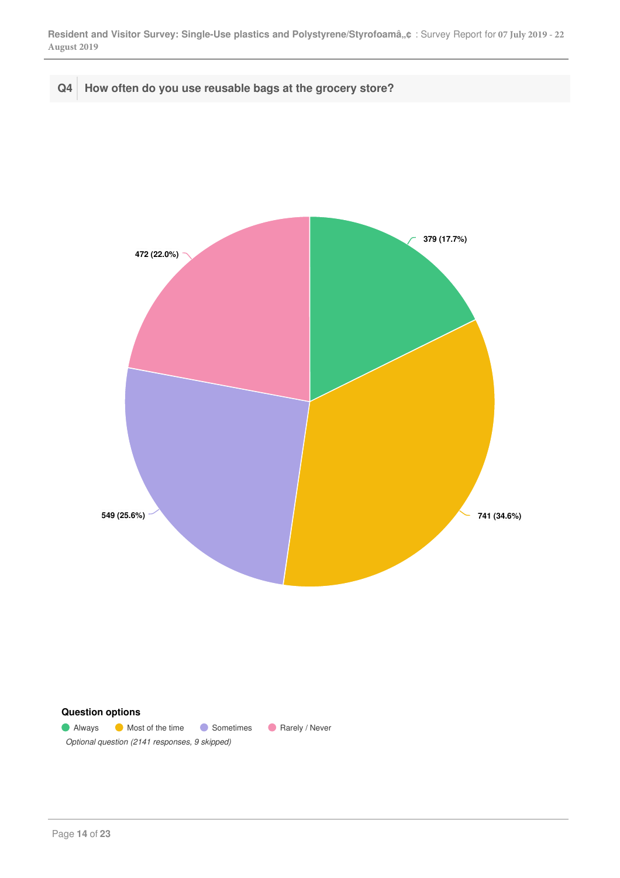## Q4 How often do you use reusable bags at the grocery store?

| Question option | Responses |
|---|---|
| Always | 379 (17.7%) |
| Most of the time | 741 (34.6%) |
| Sometimes | 549 (25.6%) |
| Rarely / Never | 472 (22.0%) |

**Question options**

Always · Most of the time · Sometimes · Rarely / Never

*Optional question (2141 responses, 9 skipped)*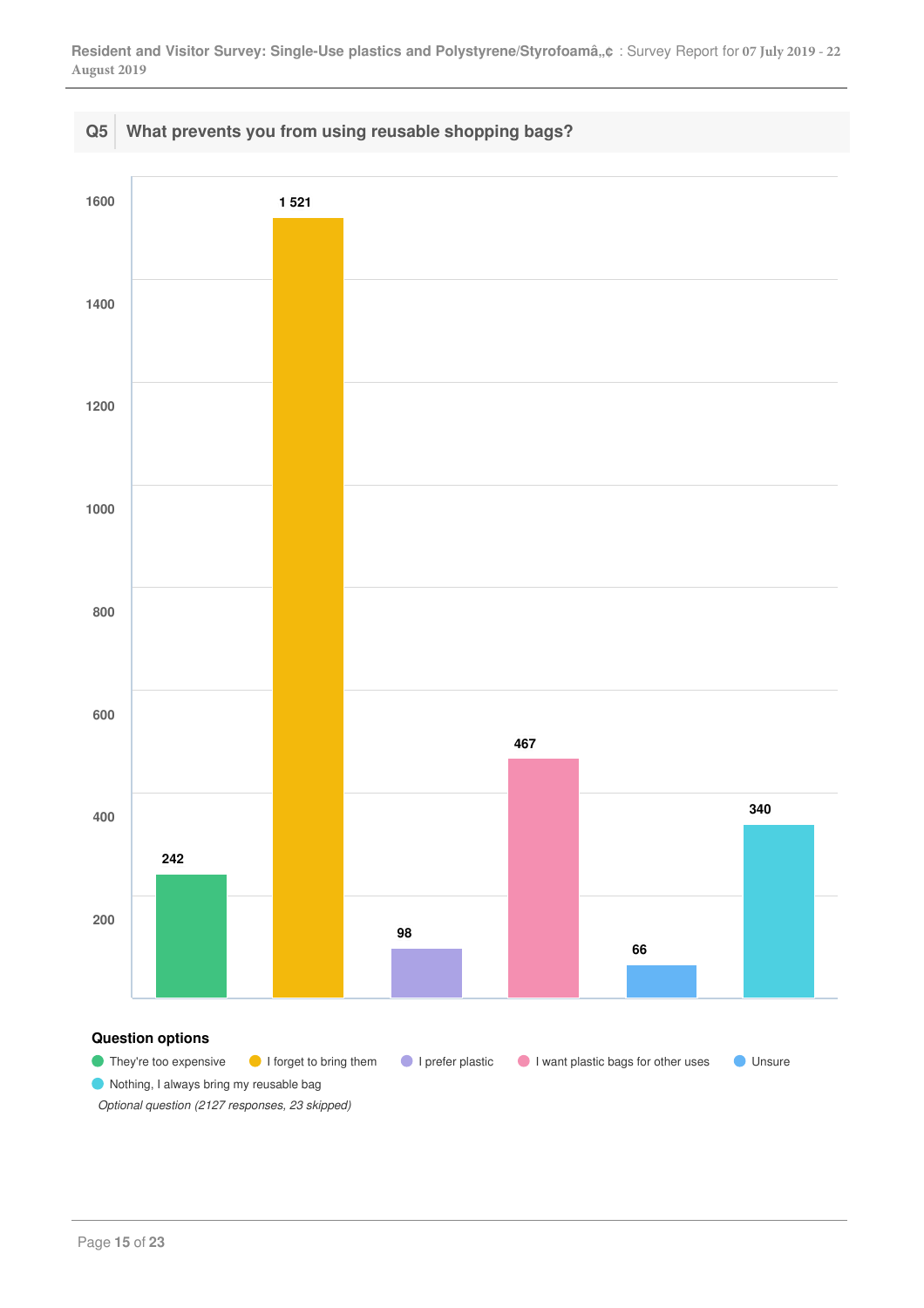## Q5 What prevents you from using reusable shopping bags?

| Option | Responses |
|---|---|
| They're too expensive | 242 |
| I forget to bring them | 1 521 |
| I prefer plastic | 98 |
| I want plastic bags for other uses | 467 |
| Unsure | 66 |
| Nothing, I always bring my reusable bag | 340 |

**Question options**

- They're too expensive
- I forget to bring them
- I prefer plastic
- I want plastic bags for other uses
- Unsure
- Nothing, I always bring my reusable bag

*Optional question (2127 responses, 23 skipped)*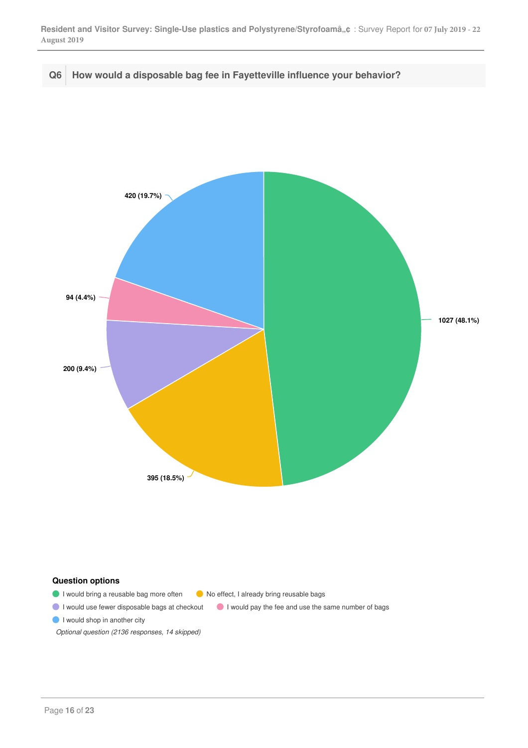## Q6 How would a disposable bag fee in Fayetteville influence your behavior?

| Option | Responses |
| --- | --- |
| I would bring a reusable bag more often | 1027 (48.1%) |
| No effect, I already bring reusable bags | 395 (18.5%) |
| I would use fewer disposable bags at checkout | 200 (9.4%) |
| I would pay the fee and use the same number of bags | 94 (4.4%) |
| I would shop in another city | 420 (19.7%) |

**Question options**

- I would bring a reusable bag more often
- No effect, I already bring reusable bags
- I would use fewer disposable bags at checkout
- I would pay the fee and use the same number of bags
- I would shop in another city

*Optional question (2136 responses, 14 skipped)*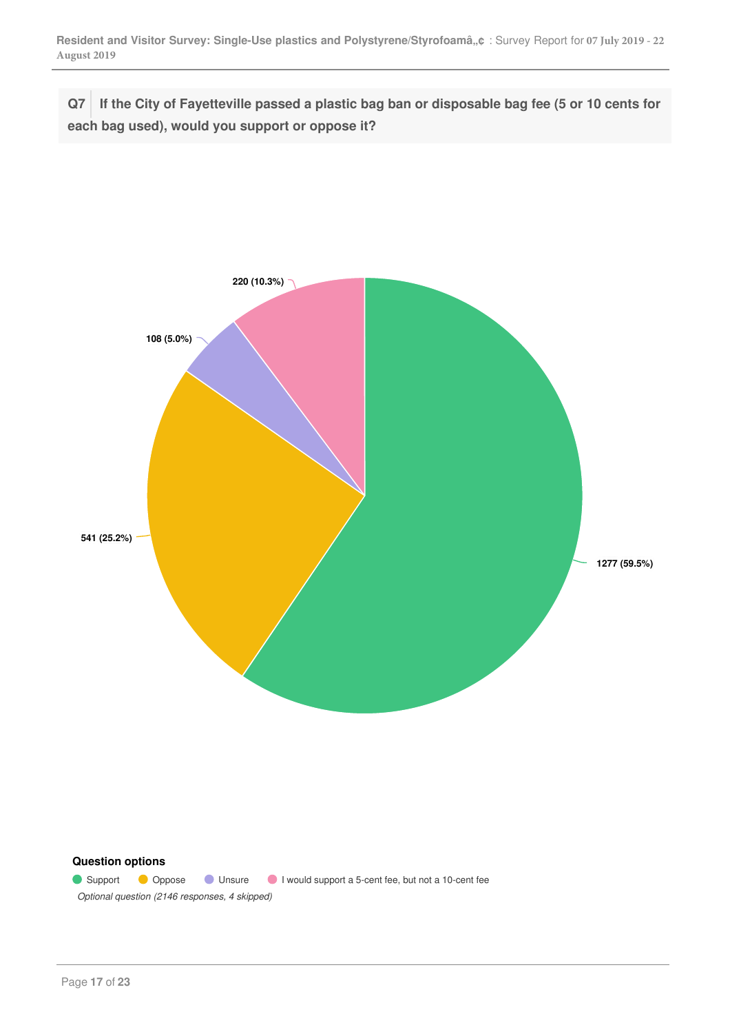**Q7** **If the City of Fayetteville passed a plastic bag ban or disposable bag fee (5 or 10 cents for each bag used), would you support or oppose it?**

| Option | Responses |
|---|---|
| Support | 1277 (59.5%) |
| Oppose | 541 (25.2%) |
| Unsure | 108 (5.0%) |
| I would support a 5-cent fee, but not a 10-cent fee | 220 (10.3%) |

**Question options**

Support, Oppose, Unsure, I would support a 5-cent fee, but not a 10-cent fee

*Optional question (2146 responses, 4 skipped)*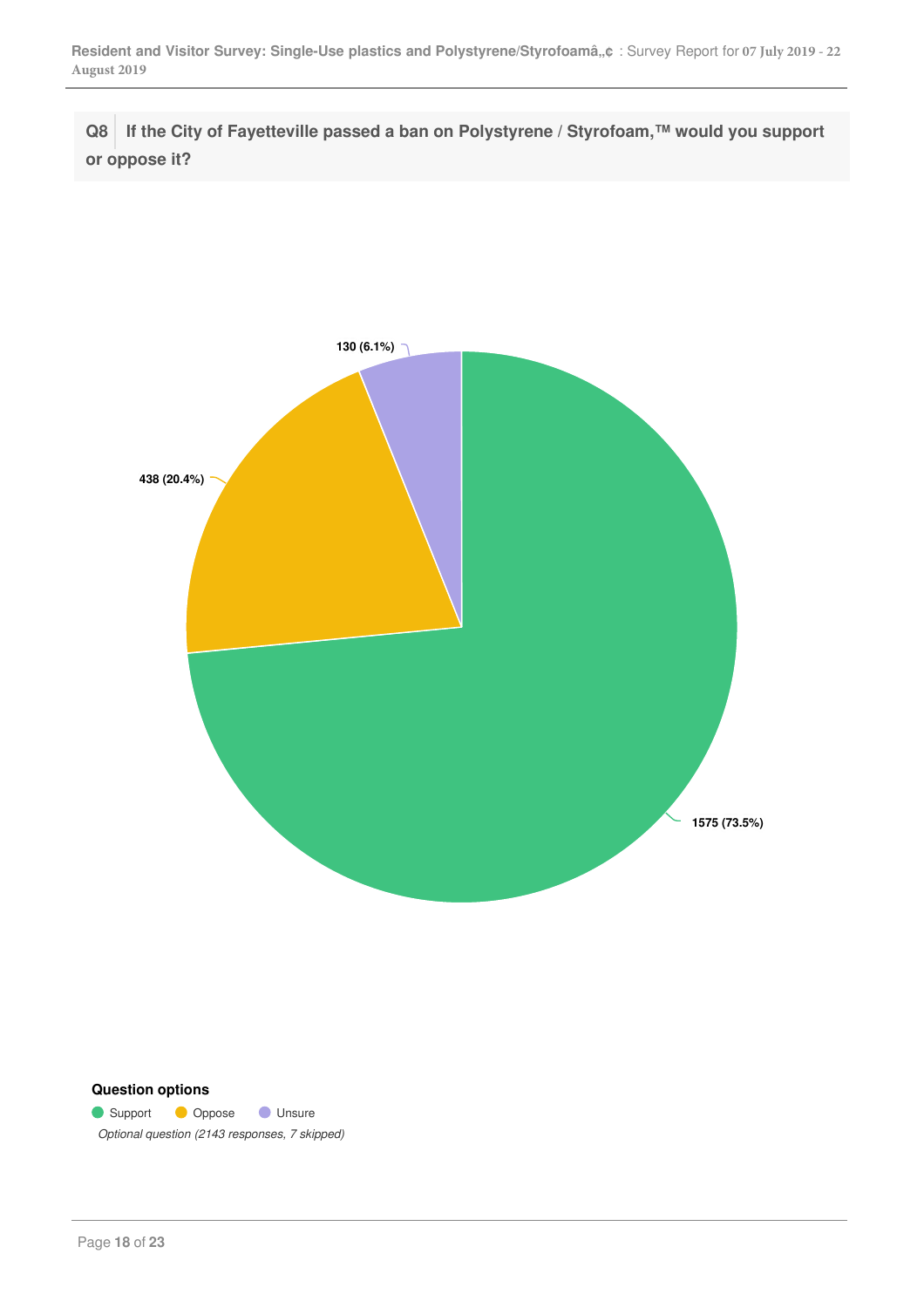**Q8** **If the City of Fayetteville passed a ban on Polystyrene / Styrofoam,™ would you support or oppose it?**

130 (6.1%)

438 (20.4%)

1575 (73.5%)

**Question options**

- Support
- Oppose
- Unsure

*Optional question (2143 responses, 7 skipped)*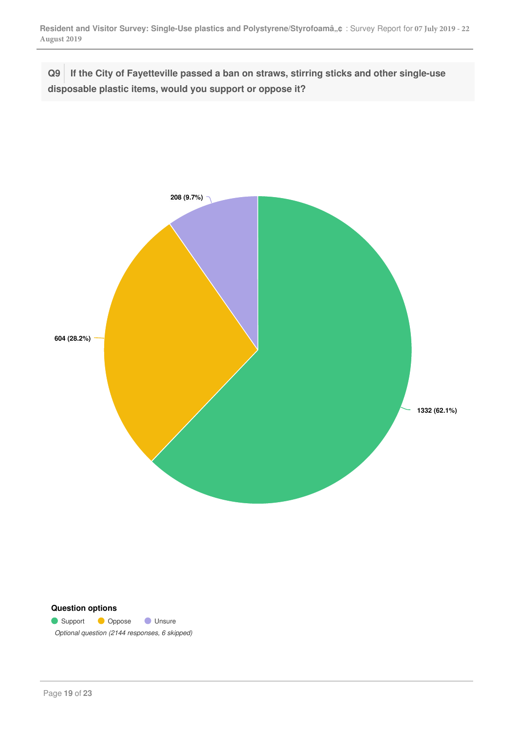**Q9 If the City of Fayetteville passed a ban on straws, stirring sticks and other single-use disposable plastic items, would you support or oppose it?**

208 (9.7%)

604 (28.2%)

1332 (62.1%)

**Question options**

- Support
- Oppose
- Unsure

*Optional question (2144 responses, 6 skipped)*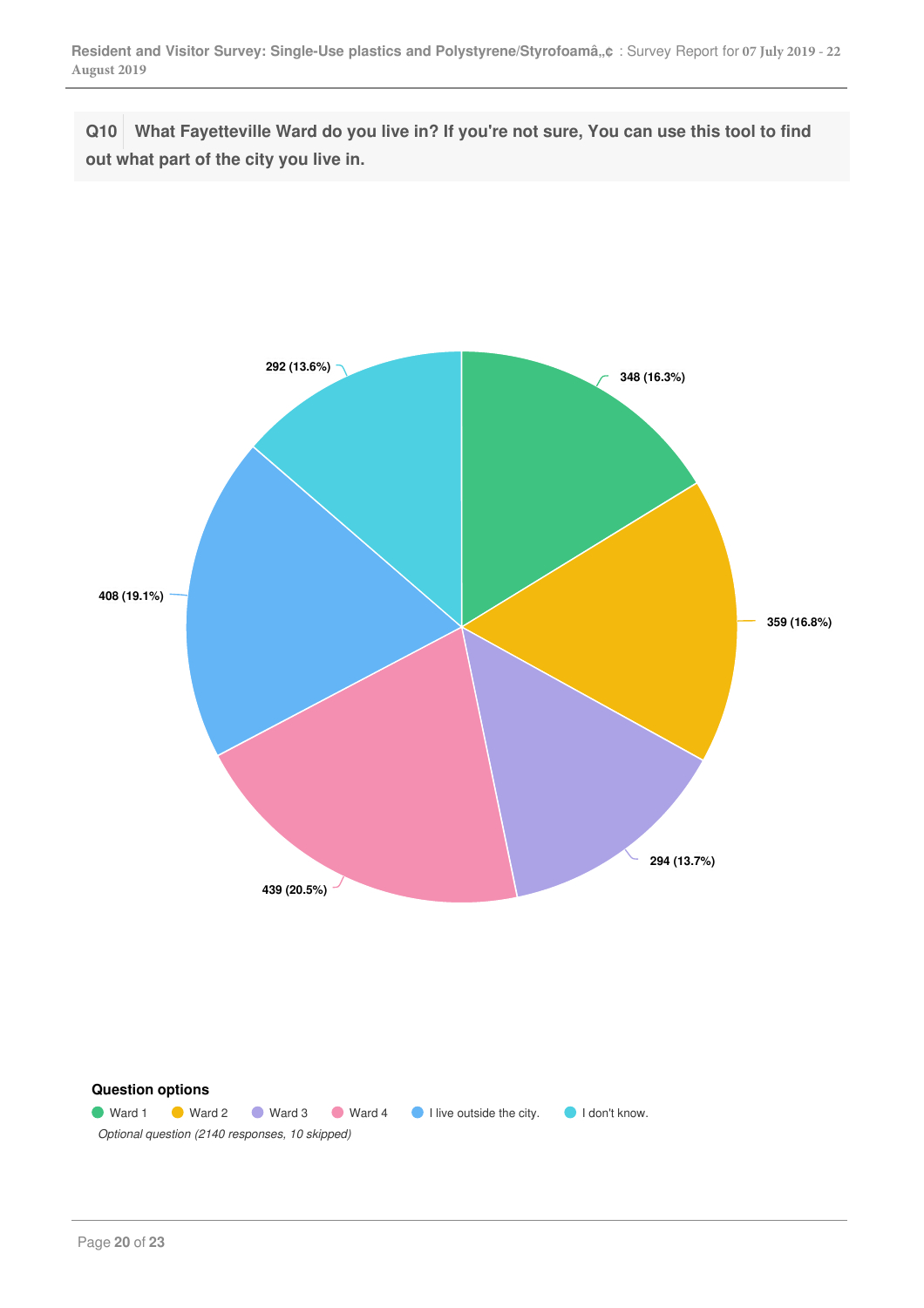**Q10** What Fayetteville Ward do you live in? If you're not sure, You can use this tool to find out what part of the city you live in.

| Question options | Responses |
|---|---|
| Ward 1 | 348 (16.3%) |
| Ward 2 | 359 (16.8%) |
| Ward 3 | 294 (13.7%) |
| Ward 4 | 439 (20.5%) |
| I live outside the city. | 408 (19.1%) |
| I don't know. | 292 (13.6%) |

**Question options**

Ward 1, Ward 2, Ward 3, Ward 4, I live outside the city., I don't know.

*Optional question (2140 responses, 10 skipped)*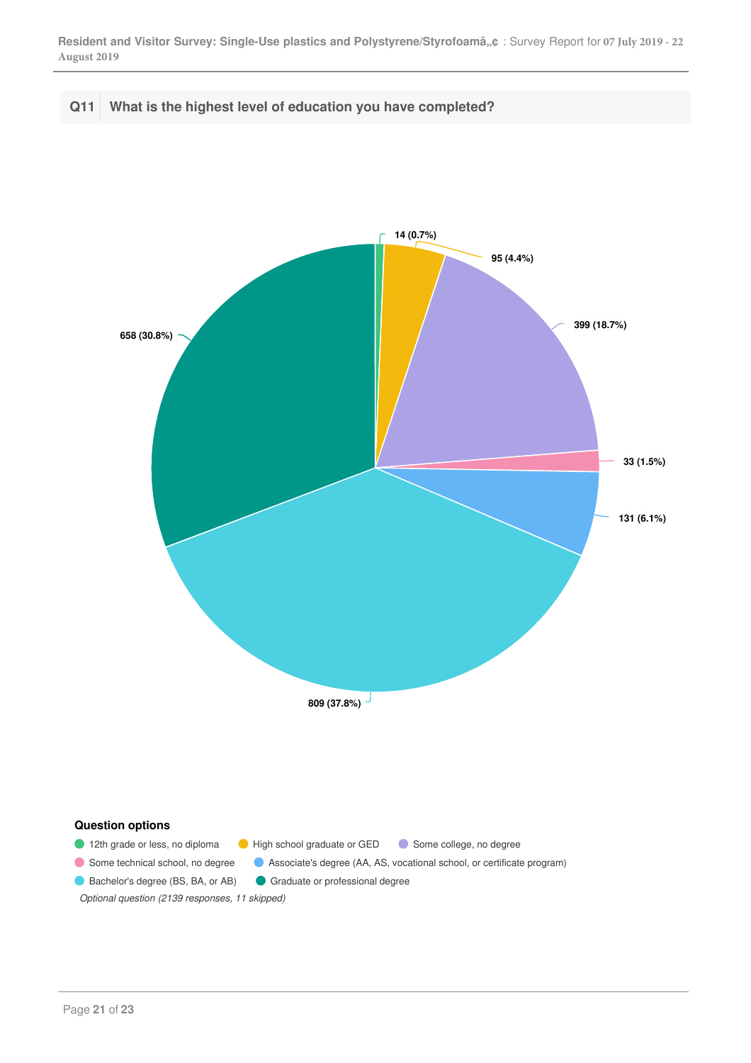## Q11 What is the highest level of education you have completed?

| Question option | Responses |
| --- | --- |
| 12th grade or less, no diploma | 14 (0.7%) |
| High school graduate or GED | 95 (4.4%) |
| Some college, no degree | 399 (18.7%) |
| Some technical school, no degree | 33 (1.5%) |
| Associate's degree (AA, AS, vocational school, or certificate program) | 131 (6.1%) |
| Bachelor's degree (BS, BA, or AB) | 809 (37.8%) |
| Graduate or professional degree | 658 (30.8%) |

*Optional question (2139 responses, 11 skipped)*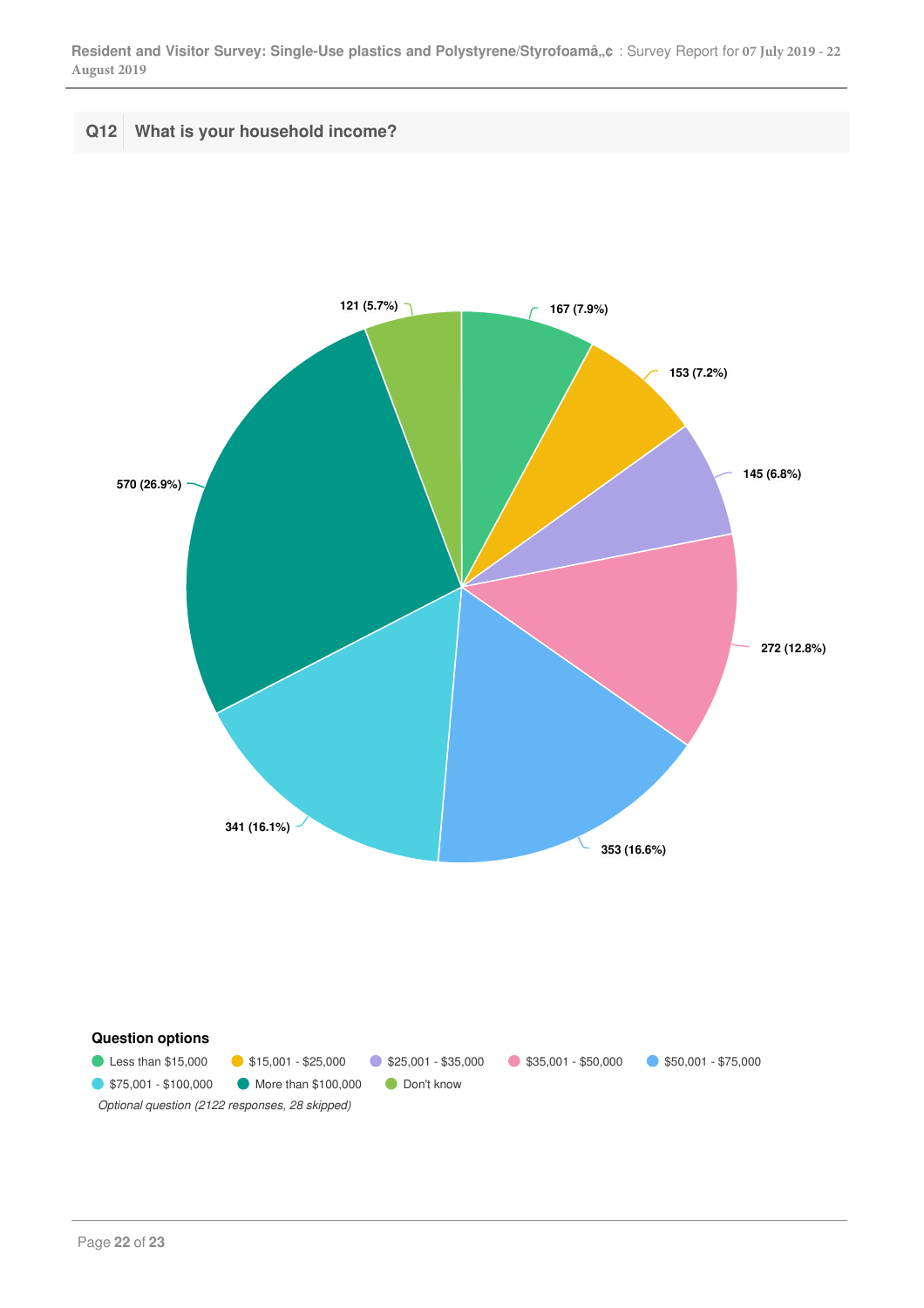## Q12 What is your household income?

| Question options | Responses | Percentage |
|---|---|---|
| Less than $15,000 | 167 | 7.9% |
| $15,001 - $25,000 | 153 | 7.2% |
| $25,001 - $35,000 | 145 | 6.8% |
| $35,001 - $50,000 | 272 | 12.8% |
| $50,001 - $75,000 | 353 | 16.6% |
| $75,001 - $100,000 | 341 | 16.1% |
| More than $100,000 | 570 | 26.9% |
| Don't know | 121 | 5.7% |

**Question options**

- Less than $15,000
- $15,001 - $25,000
- $25,001 - $35,000
- $35,001 - $50,000
- $50,001 - $75,000
- $75,001 - $100,000
- More than $100,000
- Don't know

*Optional question (2122 responses, 28 skipped)*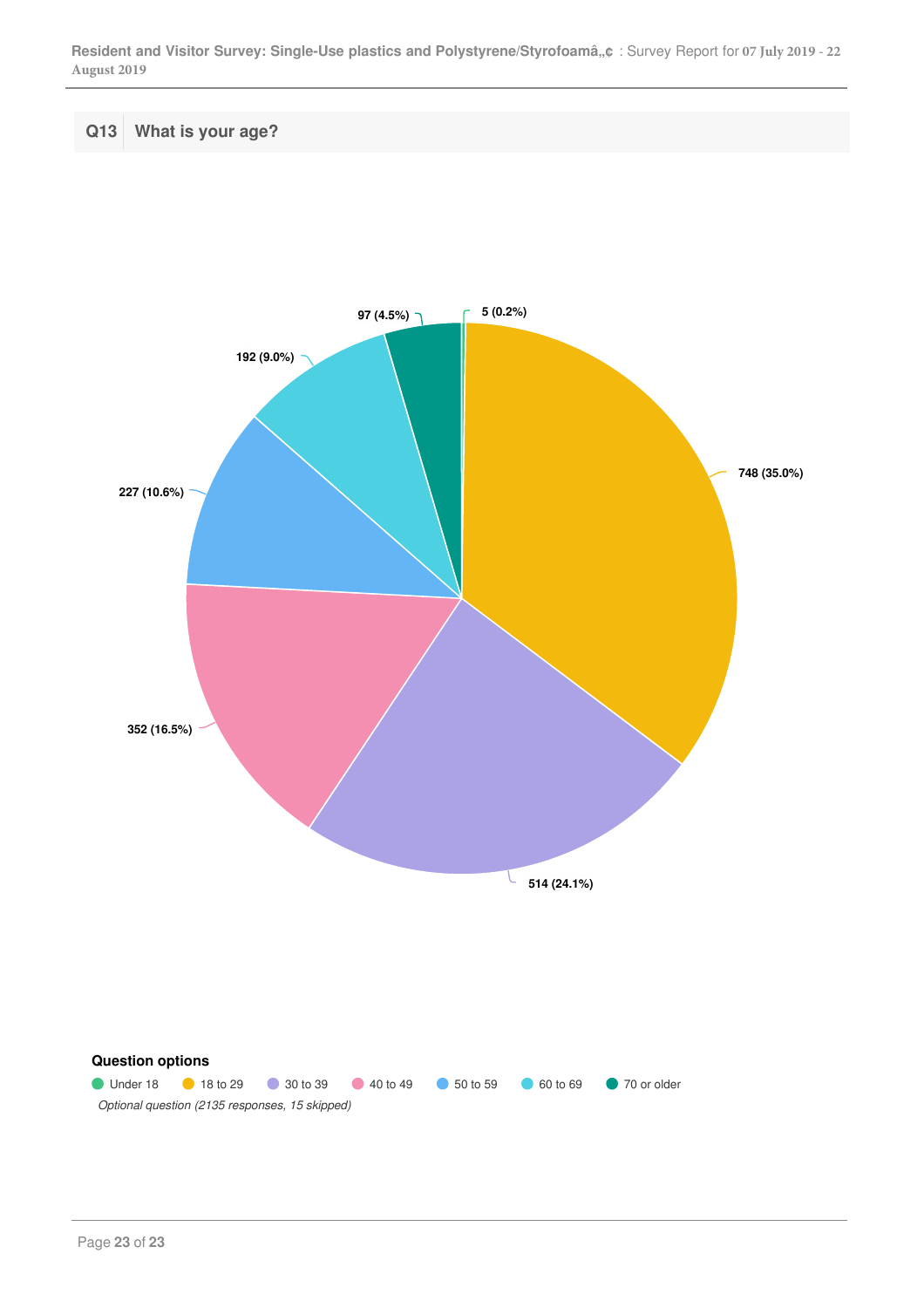## Q13 What is your age?

5 (0.2%)

748 (35.0%)

514 (24.1%)

352 (16.5%)

227 (10.6%)

192 (9.0%)

97 (4.5%)

**Question options**

Under 18 · 18 to 29 · 30 to 39 · 40 to 49 · 50 to 59 · 60 to 69 · 70 or older

*Optional question (2135 responses, 15 skipped)*